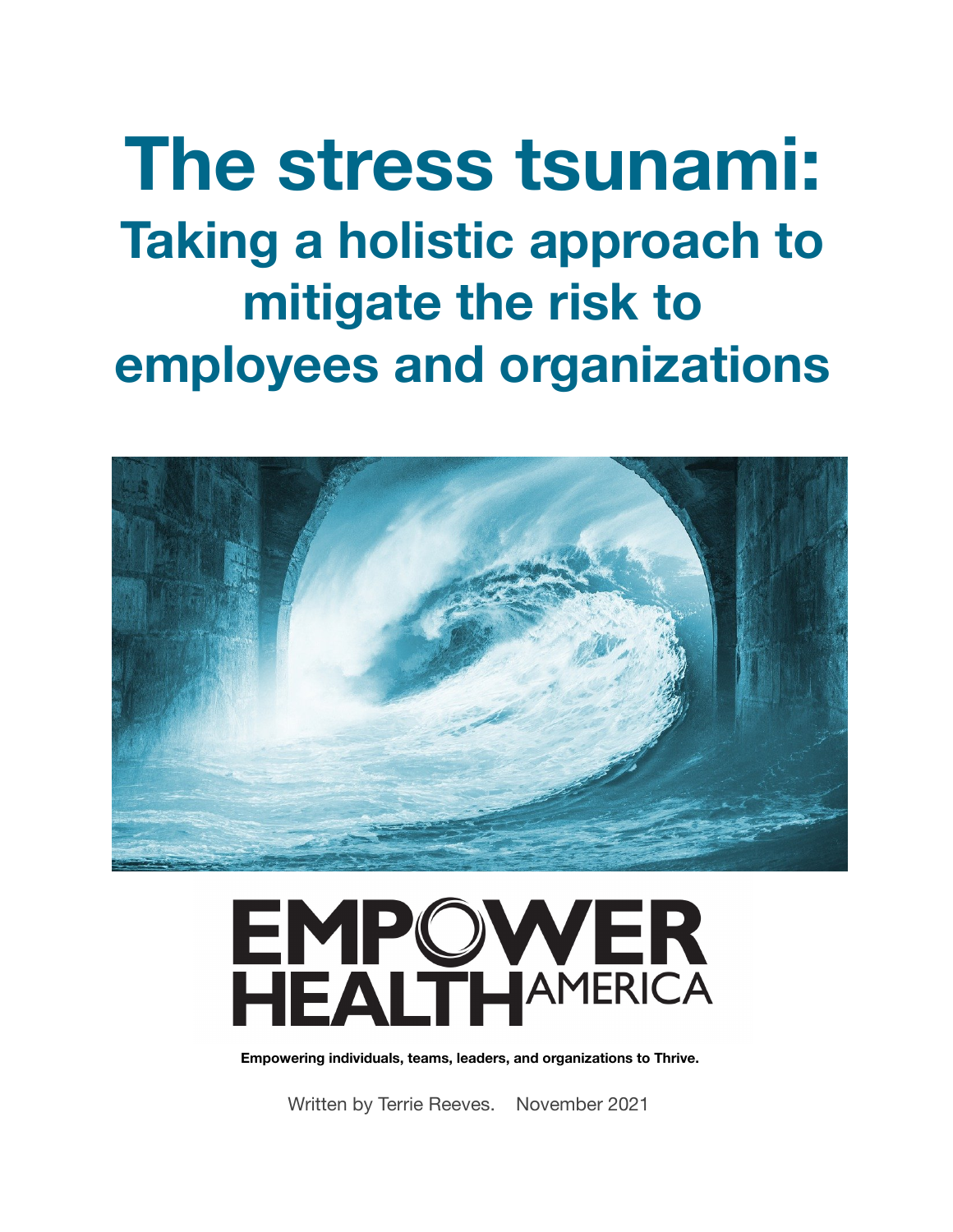# The stress tsunami:

## Taking a holistic approach to mitigate the risk to employees and organizations

EMPOWER HEALTH AMERICA

**Empowering individuals, teams, leaders, and organizations to Thrive.**

Written by Terrie Reeves. November 2021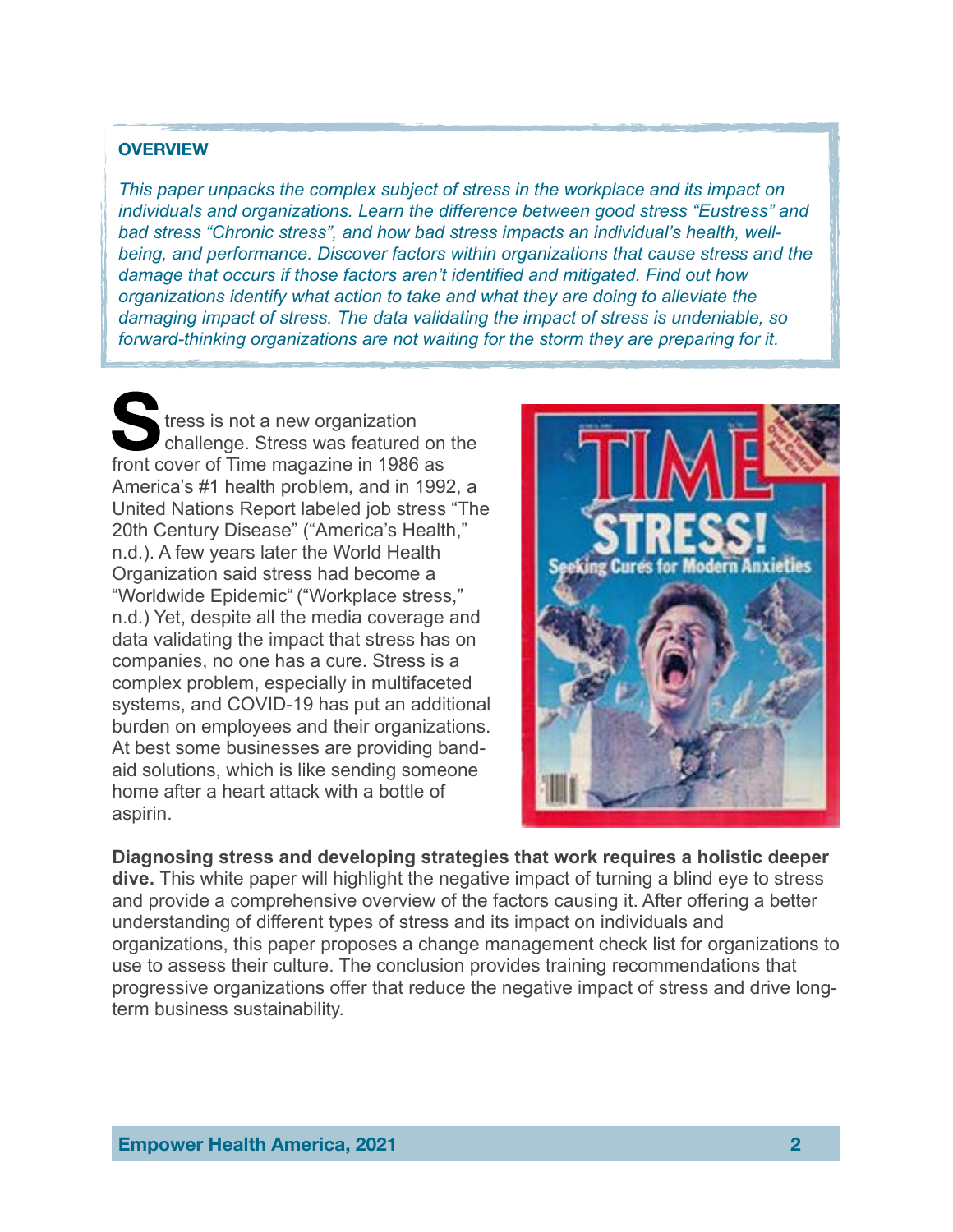## OVERVIEW

*This paper unpacks the complex subject of stress in the workplace and its impact on individuals and organizations. Learn the difference between good stress "Eustress" and bad stress "Chronic stress", and how bad stress impacts an individual's health, well-being, and performance. Discover factors within organizations that cause stress and the damage that occurs if those factors aren't identified and mitigated. Find out how organizations identify what action to take and what they are doing to alleviate the damaging impact of stress. The data validating the impact of stress is undeniable, so forward-thinking organizations are not waiting for the storm they are preparing for it.*

Stress is not a new organization challenge. Stress was featured on the front cover of Time magazine in 1986 as America's #1 health problem, and in 1992, a United Nations Report labeled job stress "The 20th Century Disease" ("America's Health," n.d.). A few years later the World Health Organization said stress had become a "Worldwide Epidemic" ("Workplace stress," n.d.) Yet, despite all the media coverage and data validating the impact that stress has on companies, no one has a cure. Stress is a complex problem, especially in multifaceted systems, and COVID-19 has put an additional burden on employees and their organizations. At best some businesses are providing band-aid solutions, which is like sending someone home after a heart attack with a bottle of aspirin.

**Diagnosing stress and developing strategies that work requires a holistic deeper dive.** This white paper will highlight the negative impact of turning a blind eye to stress and provide a comprehensive overview of the factors causing it. After offering a better understanding of different types of stress and its impact on individuals and organizations, this paper proposes a change management check list for organizations to use to assess their culture. The conclusion provides training recommendations that progressive organizations offer that reduce the negative impact of stress and drive long-term business sustainability.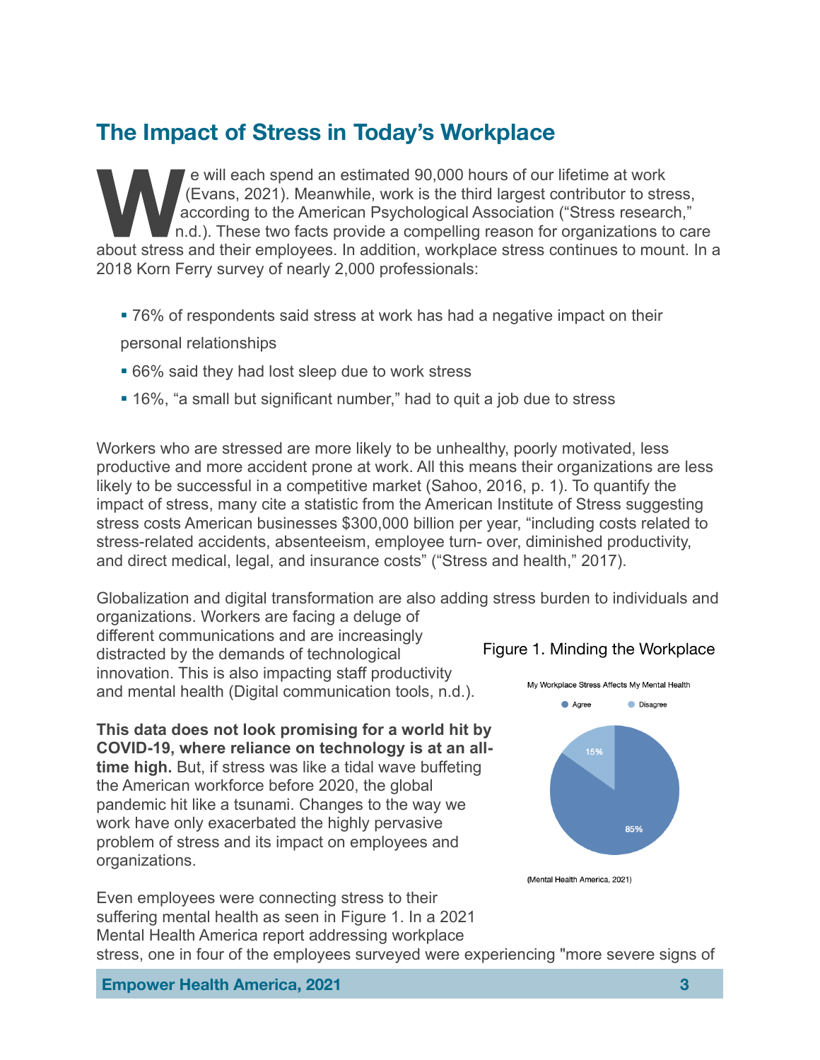## The Impact of Stress in Today's Workplace

We will each spend an estimated 90,000 hours of our lifetime at work (Evans, 2021). Meanwhile, work is the third largest contributor to stress, according to the American Psychological Association ("Stress research," n.d.). These two facts provide a compelling reason for organizations to care about stress and their employees. In addition, workplace stress continues to mount. In a 2018 Korn Ferry survey of nearly 2,000 professionals:

- 76% of respondents said stress at work has had a negative impact on their personal relationships
- 66% said they had lost sleep due to work stress
- 16%, "a small but significant number," had to quit a job due to stress

Workers who are stressed are more likely to be unhealthy, poorly motivated, less productive and more accident prone at work. All this means their organizations are less likely to be successful in a competitive market (Sahoo, 2016, p. 1). To quantify the impact of stress, many cite a statistic from the American Institute of Stress suggesting stress costs American businesses $300,000 billion per year, "including costs related to stress-related accidents, absenteeism, employee turn- over, diminished productivity, and direct medical, legal, and insurance costs" ("Stress and health," 2017).

Globalization and digital transformation are also adding stress burden to individuals and organizations. Workers are facing a deluge of different communications and are increasingly distracted by the demands of technological innovation. This is also impacting staff productivity and mental health (Digital communication tools, n.d.).

**This data does not look promising for a world hit by COVID-19, where reliance on technology is at an all-time high.** But, if stress was like a tidal wave buffeting the American workforce before 2020, the global pandemic hit like a tsunami. Changes to the way we work have only exacerbated the highly pervasive problem of stress and its impact on employees and organizations.

Figure 1. Minding the Workplace

My Workplace Stress Affects My Mental Health

| Response | Percentage |
| --- | --- |
| Agree | 85% |
| Disagree | 15% |

(Mental Health America, 2021)

Even employees were connecting stress to their suffering mental health as seen in Figure 1. In a 2021 Mental Health America report addressing workplace stress, one in four of the employees surveyed were experiencing "more severe signs of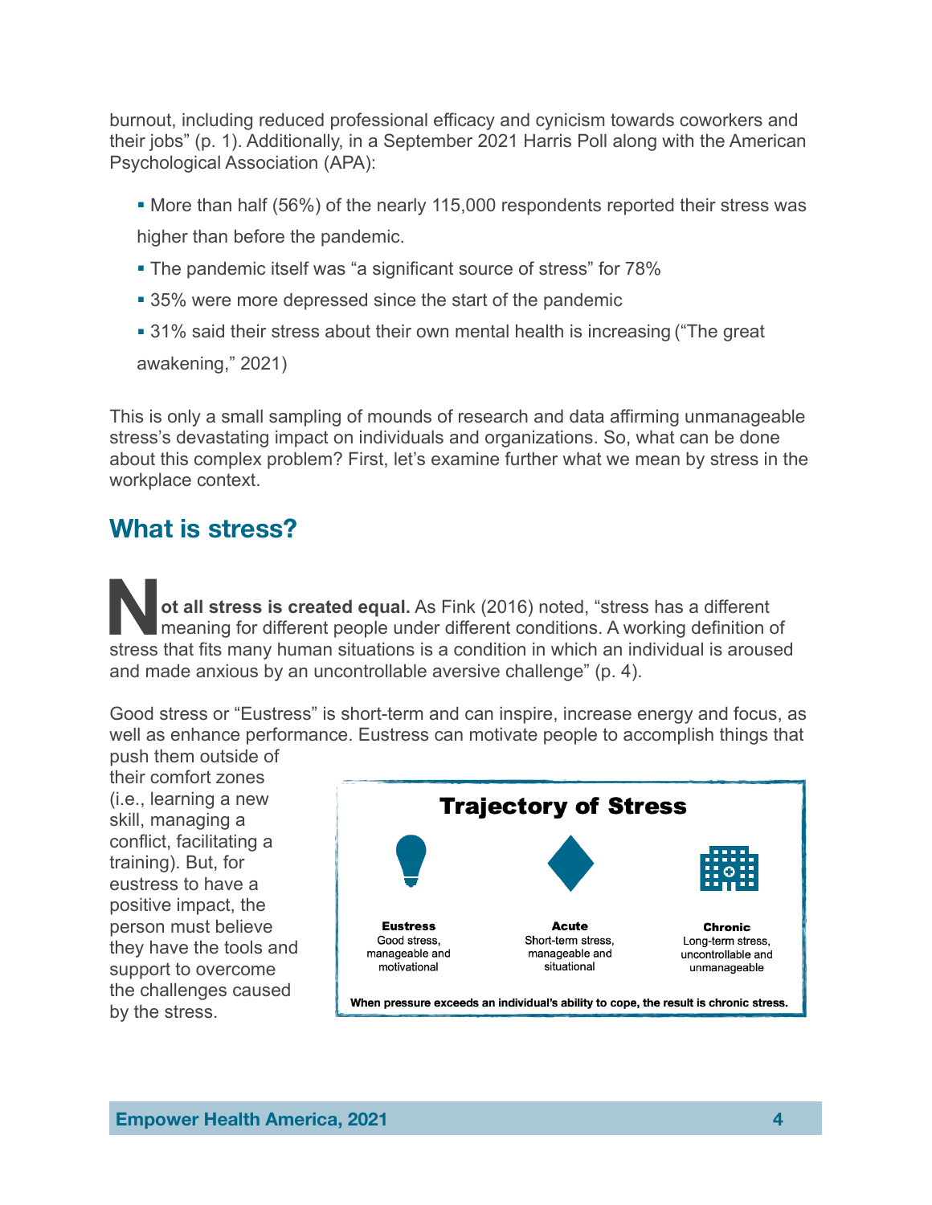burnout, including reduced professional efficacy and cynicism towards coworkers and their jobs" (p. 1). Additionally, in a September 2021 Harris Poll along with the American Psychological Association (APA):

- More than half (56%) of the nearly 115,000 respondents reported their stress was higher than before the pandemic.
- The pandemic itself was "a significant source of stress" for 78%
- 35% were more depressed since the start of the pandemic
- 31% said their stress about their own mental health is increasing ("The great awakening," 2021)

This is only a small sampling of mounds of research and data affirming unmanageable stress's devastating impact on individuals and organizations. So, what can be done about this complex problem? First, let's examine further what we mean by stress in the workplace context.

## What is stress?

**Not all stress is created equal.** As Fink (2016) noted, "stress has a different meaning for different people under different conditions. A working definition of stress that fits many human situations is a condition in which an individual is aroused and made anxious by an uncontrollable aversive challenge" (p. 4).

Good stress or "Eustress" is short-term and can inspire, increase energy and focus, as well as enhance performance. Eustress can motivate people to accomplish things that push them outside of their comfort zones (i.e., learning a new skill, managing a conflict, facilitating a training). But, for eustress to have a positive impact, the person must believe they have the tools and support to overcome the challenges caused by the stress.

**Trajectory of Stress**

| Eustress | Acute | Chronic |
|---|---|---|
| Good stress, manageable and motivational | Short-term stress, manageable and situational | Long-term stress, uncontrollable and unmanageable |

**When pressure exceeds an individual's ability to cope, the result is chronic stress.**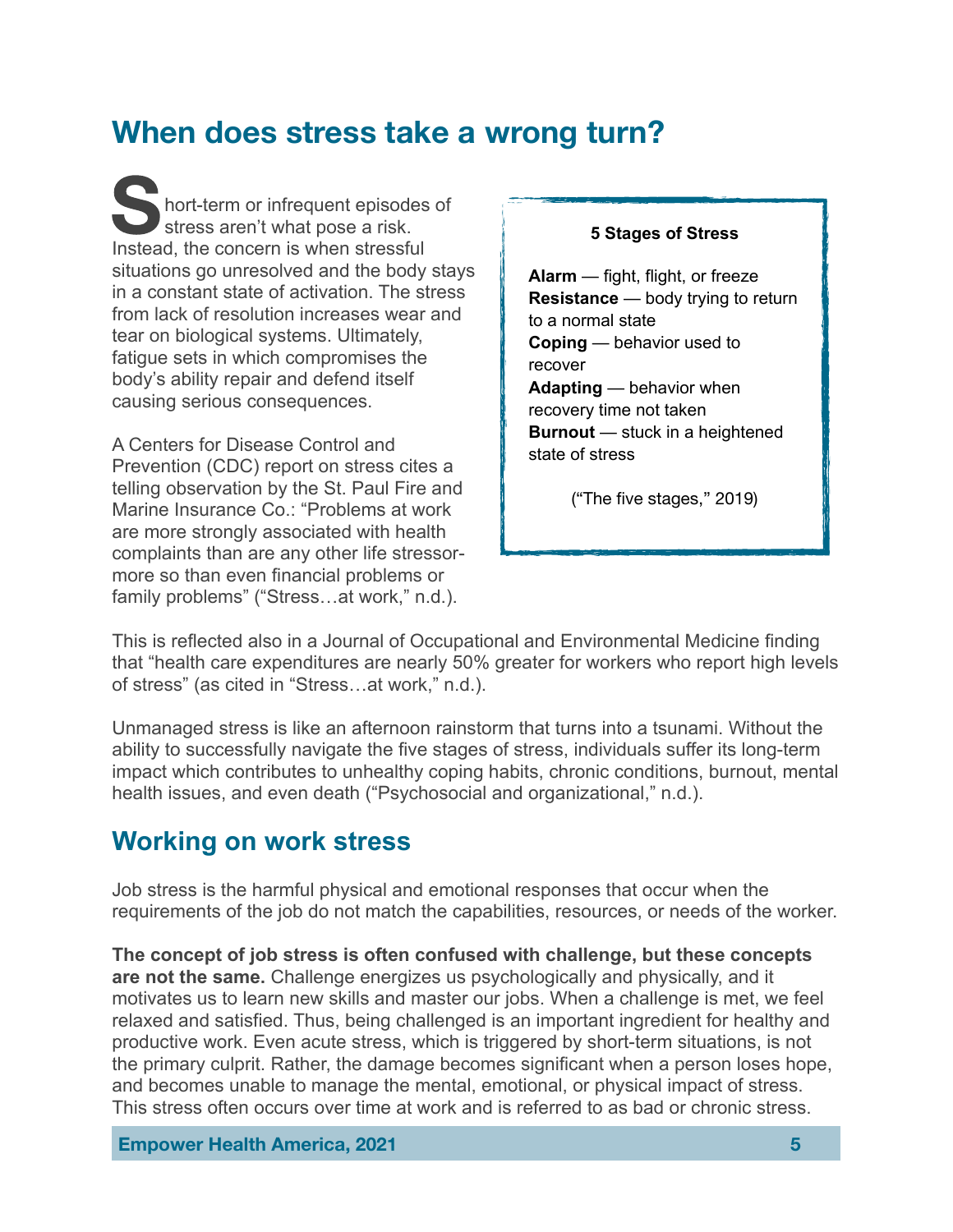## When does stress take a wrong turn?

Short-term or infrequent episodes of stress aren't what pose a risk. Instead, the concern is when stressful situations go unresolved and the body stays in a constant state of activation. The stress from lack of resolution increases wear and tear on biological systems. Ultimately, fatigue sets in which compromises the body's ability repair and defend itself causing serious consequences.

A Centers for Disease Control and Prevention (CDC) report on stress cites a telling observation by the St. Paul Fire and Marine Insurance Co.: "Problems at work are more strongly associated with health complaints than are any other life stressor-more so than even financial problems or family problems" ("Stress…at work," n.d.).

**5 Stages of Stress**

**Alarm** — fight, flight, or freeze
**Resistance** — body trying to return to a normal state
**Coping** — behavior used to recover
**Adapting** — behavior when recovery time not taken
**Burnout** — stuck in a heightened state of stress

("The five stages," 2019)

This is reflected also in a Journal of Occupational and Environmental Medicine finding that "health care expenditures are nearly 50% greater for workers who report high levels of stress" (as cited in "Stress…at work," n.d.).

Unmanaged stress is like an afternoon rainstorm that turns into a tsunami. Without the ability to successfully navigate the five stages of stress, individuals suffer its long-term impact which contributes to unhealthy coping habits, chronic conditions, burnout, mental health issues, and even death ("Psychosocial and organizational," n.d.).

## Working on work stress

Job stress is the harmful physical and emotional responses that occur when the requirements of the job do not match the capabilities, resources, or needs of the worker.

**The concept of job stress is often confused with challenge, but these concepts are not the same.** Challenge energizes us psychologically and physically, and it motivates us to learn new skills and master our jobs. When a challenge is met, we feel relaxed and satisfied. Thus, being challenged is an important ingredient for healthy and productive work. Even acute stress, which is triggered by short-term situations, is not the primary culprit. Rather, the damage becomes significant when a person loses hope, and becomes unable to manage the mental, emotional, or physical impact of stress. This stress often occurs over time at work and is referred to as bad or chronic stress.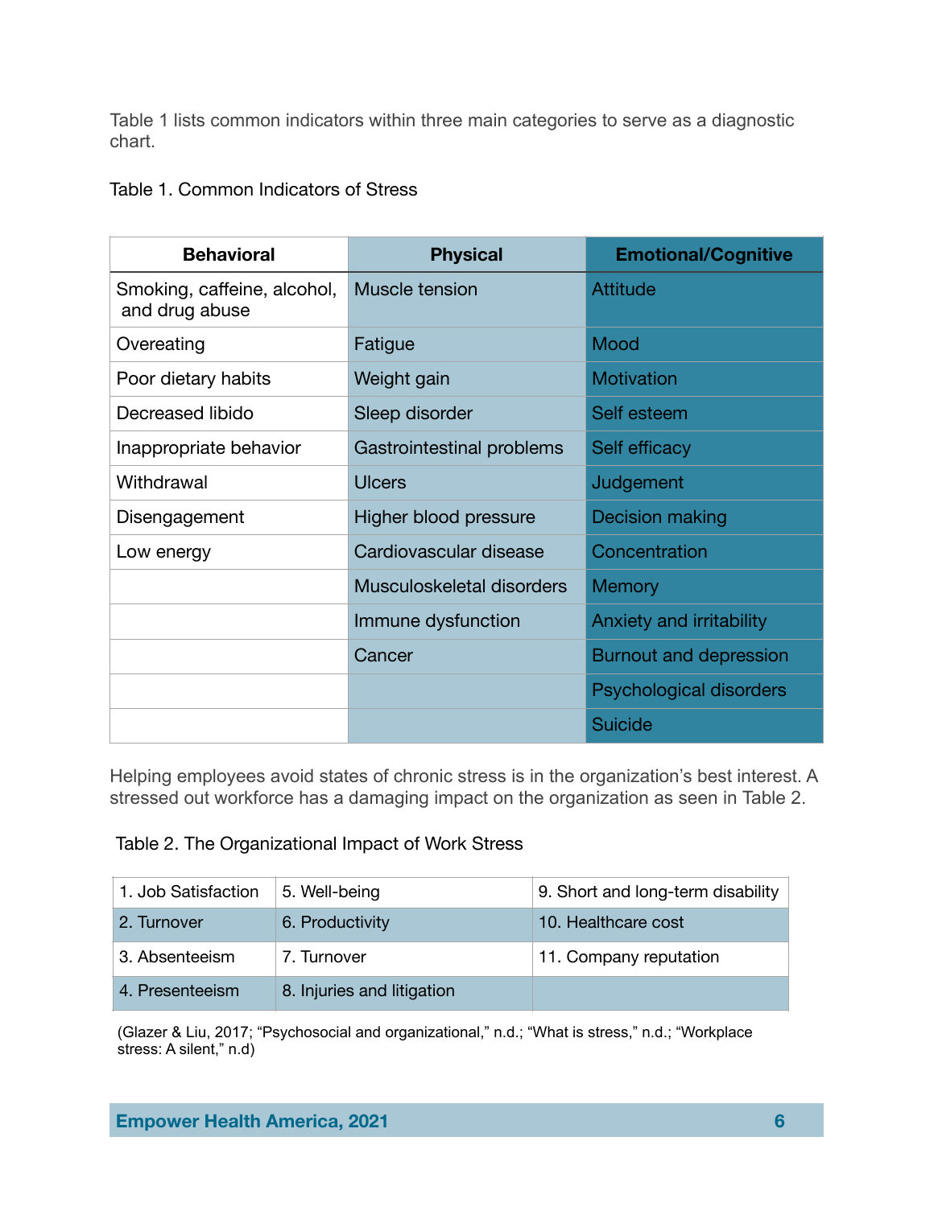Table 1 lists common indicators within three main categories to serve as a diagnostic chart.

Table 1. Common Indicators of Stress

| Behavioral | Physical | Emotional/Cognitive |
| --- | --- | --- |
| Smoking, caffeine, alcohol, and drug abuse | Muscle tension | Attitude |
| Overeating | Fatigue | Mood |
| Poor dietary habits | Weight gain | Motivation |
| Decreased libido | Sleep disorder | Self esteem |
| Inappropriate behavior | Gastrointestinal problems | Self efficacy |
| Withdrawal | Ulcers | Judgement |
| Disengagement | Higher blood pressure | Decision making |
| Low energy | Cardiovascular disease | Concentration |
| | Musculoskeletal disorders | Memory |
| | Immune dysfunction | Anxiety and irritability |
| | Cancer | Burnout and depression |
| | | Psychological disorders |
| | | Suicide |

Helping employees avoid states of chronic stress is in the organization's best interest. A stressed out workforce has a damaging impact on the organization as seen in Table 2.

Table 2. The Organizational Impact of Work Stress

| | | |
| --- | --- | --- |
| 1. Job Satisfaction | 5. Well-being | 9. Short and long-term disability |
| 2. Turnover | 6. Productivity | 10. Healthcare cost |
| 3. Absenteeism | 7. Turnover | 11. Company reputation |
| 4. Presenteeism | 8. Injuries and litigation | |

(Glazer & Liu, 2017; "Psychosocial and organizational," n.d.; "What is stress," n.d.; "Workplace stress: A silent," n.d)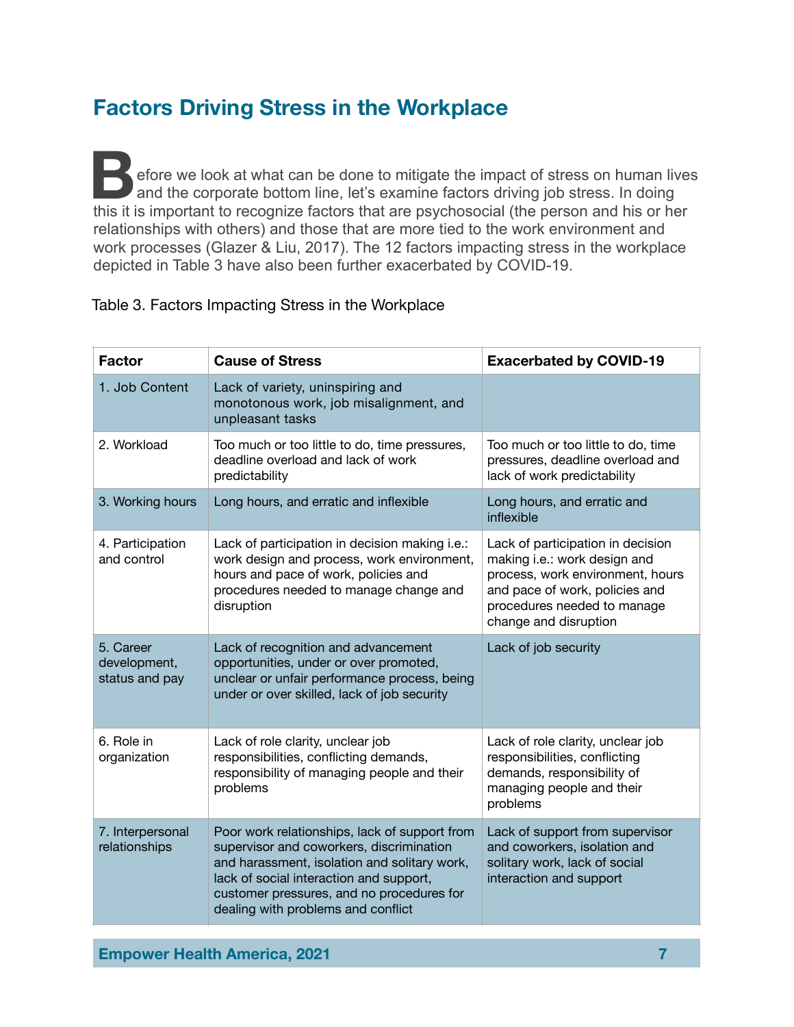## Factors Driving Stress in the Workplace

Before we look at what can be done to mitigate the impact of stress on human lives and the corporate bottom line, let's examine factors driving job stress. In doing this it is important to recognize factors that are psychosocial (the person and his or her relationships with others) and those that are more tied to the work environment and work processes (Glazer & Liu, 2017). The 12 factors impacting stress in the workplace depicted in Table 3 have also been further exacerbated by COVID-19.

Table 3. Factors Impacting Stress in the Workplace

| Factor | Cause of Stress | Exacerbated by COVID-19 |
|---|---|---|
| 1. Job Content | Lack of variety, uninspiring and monotonous work, job misalignment, and unpleasant tasks | |
| 2. Workload | Too much or too little to do, time pressures, deadline overload and lack of work predictability | Too much or too little to do, time pressures, deadline overload and lack of work predictability |
| 3. Working hours | Long hours, and erratic and inflexible | Long hours, and erratic and inflexible |
| 4. Participation and control | Lack of participation in decision making i.e.: work design and process, work environment, hours and pace of work, policies and procedures needed to manage change and disruption | Lack of participation in decision making i.e.: work design and process, work environment, hours and pace of work, policies and procedures needed to manage change and disruption |
| 5. Career development, status and pay | Lack of recognition and advancement opportunities, under or over promoted, unclear or unfair performance process, being under or over skilled, lack of job security | Lack of job security |
| 6. Role in organization | Lack of role clarity, unclear job responsibilities, conflicting demands, responsibility of managing people and their problems | Lack of role clarity, unclear job responsibilities, conflicting demands, responsibility of managing people and their problems |
| 7. Interpersonal relationships | Poor work relationships, lack of support from supervisor and coworkers, discrimination and harassment, isolation and solitary work, lack of social interaction and support, customer pressures, and no procedures for dealing with problems and conflict | Lack of support from supervisor and coworkers, isolation and solitary work, lack of social interaction and support |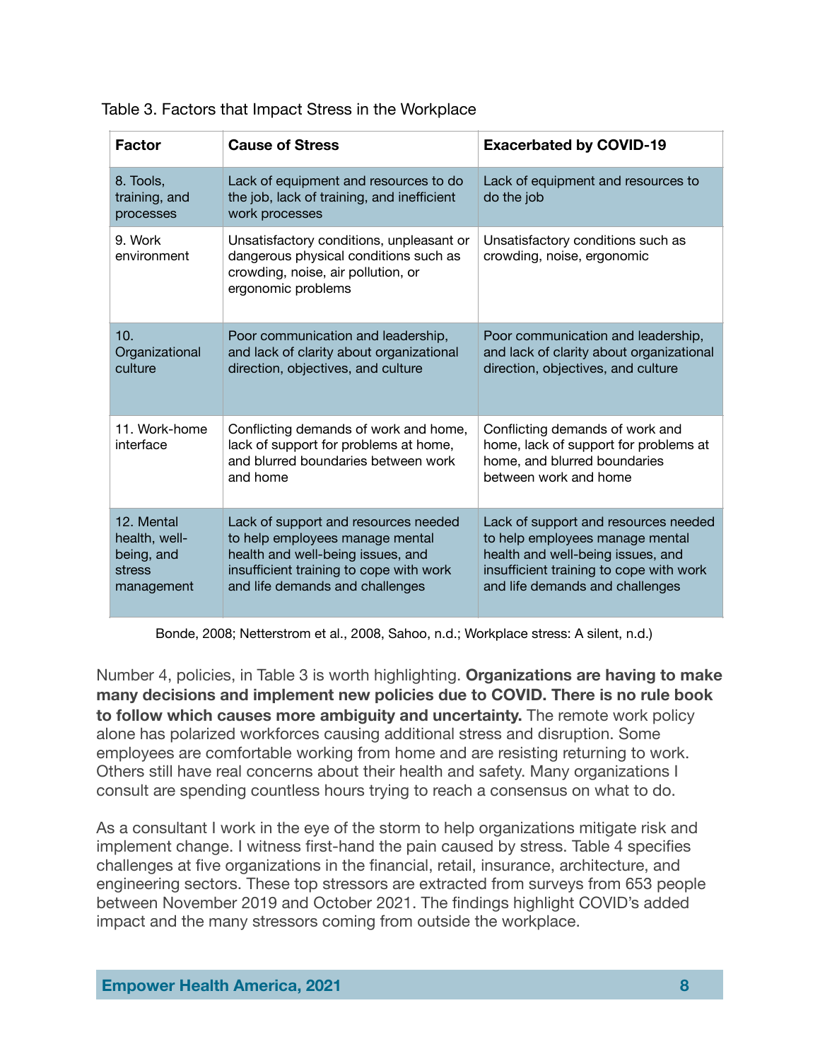Table 3. Factors that Impact Stress in the Workplace

| Factor | Cause of Stress | Exacerbated by COVID-19 |
| --- | --- | --- |
| 8. Tools, training, and processes | Lack of equipment and resources to do the job, lack of training, and inefficient work processes | Lack of equipment and resources to do the job |
| 9. Work environment | Unsatisfactory conditions, unpleasant or dangerous physical conditions such as crowding, noise, air pollution, or ergonomic problems | Unsatisfactory conditions such as crowding, noise, ergonomic |
| 10. Organizational culture | Poor communication and leadership, and lack of clarity about organizational direction, objectives, and culture | Poor communication and leadership, and lack of clarity about organizational direction, objectives, and culture |
| 11. Work-home interface | Conflicting demands of work and home, lack of support for problems at home, and blurred boundaries between work and home | Conflicting demands of work and home, lack of support for problems at home, and blurred boundaries between work and home |
| 12. Mental health, well-being, and stress management | Lack of support and resources needed to help employees manage mental health and well-being issues, and insufficient training to cope with work and life demands and challenges | Lack of support and resources needed to help employees manage mental health and well-being issues, and insufficient training to cope with work and life demands and challenges |

Bonde, 2008; Netterstrom et al., 2008, Sahoo, n.d.; Workplace stress: A silent, n.d.)

Number 4, policies, in Table 3 is worth highlighting. **Organizations are having to make many decisions and implement new policies due to COVID. There is no rule book to follow which causes more ambiguity and uncertainty.** The remote work policy alone has polarized workforces causing additional stress and disruption. Some employees are comfortable working from home and are resisting returning to work. Others still have real concerns about their health and safety. Many organizations I consult are spending countless hours trying to reach a consensus on what to do.

As a consultant I work in the eye of the storm to help organizations mitigate risk and implement change. I witness first-hand the pain caused by stress. Table 4 specifies challenges at five organizations in the financial, retail, insurance, architecture, and engineering sectors. These top stressors are extracted from surveys from 653 people between November 2019 and October 2021. The findings highlight COVID's added impact and the many stressors coming from outside the workplace.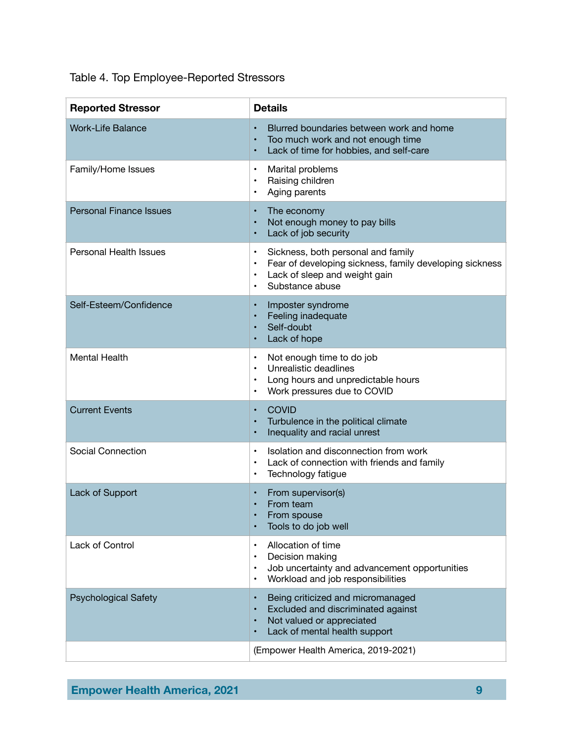Table 4. Top Employee-Reported Stressors

| Reported Stressor | Details |
|---|---|
| Work-Life Balance | • Blurred boundaries between work and home<br>• Too much work and not enough time<br>• Lack of time for hobbies, and self-care |
| Family/Home Issues | • Marital problems<br>• Raising children<br>• Aging parents |
| Personal Finance Issues | • The economy<br>• Not enough money to pay bills<br>• Lack of job security |
| Personal Health Issues | • Sickness, both personal and family<br>• Fear of developing sickness, family developing sickness<br>• Lack of sleep and weight gain<br>• Substance abuse |
| Self-Esteem/Confidence | • Imposter syndrome<br>• Feeling inadequate<br>• Self-doubt<br>• Lack of hope |
| Mental Health | • Not enough time to do job<br>• Unrealistic deadlines<br>• Long hours and unpredictable hours<br>• Work pressures due to COVID |
| Current Events | • COVID<br>• Turbulence in the political climate<br>• Inequality and racial unrest |
| Social Connection | • Isolation and disconnection from work<br>• Lack of connection with friends and family<br>• Technology fatigue |
| Lack of Support | • From supervisor(s)<br>• From team<br>• From spouse<br>• Tools to do job well |
| Lack of Control | • Allocation of time<br>• Decision making<br>• Job uncertainty and advancement opportunities<br>• Workload and job responsibilities |
| Psychological Safety | • Being criticized and micromanaged<br>• Excluded and discriminated against<br>• Not valued or appreciated<br>• Lack of mental health support |
| | (Empower Health America, 2019-2021) |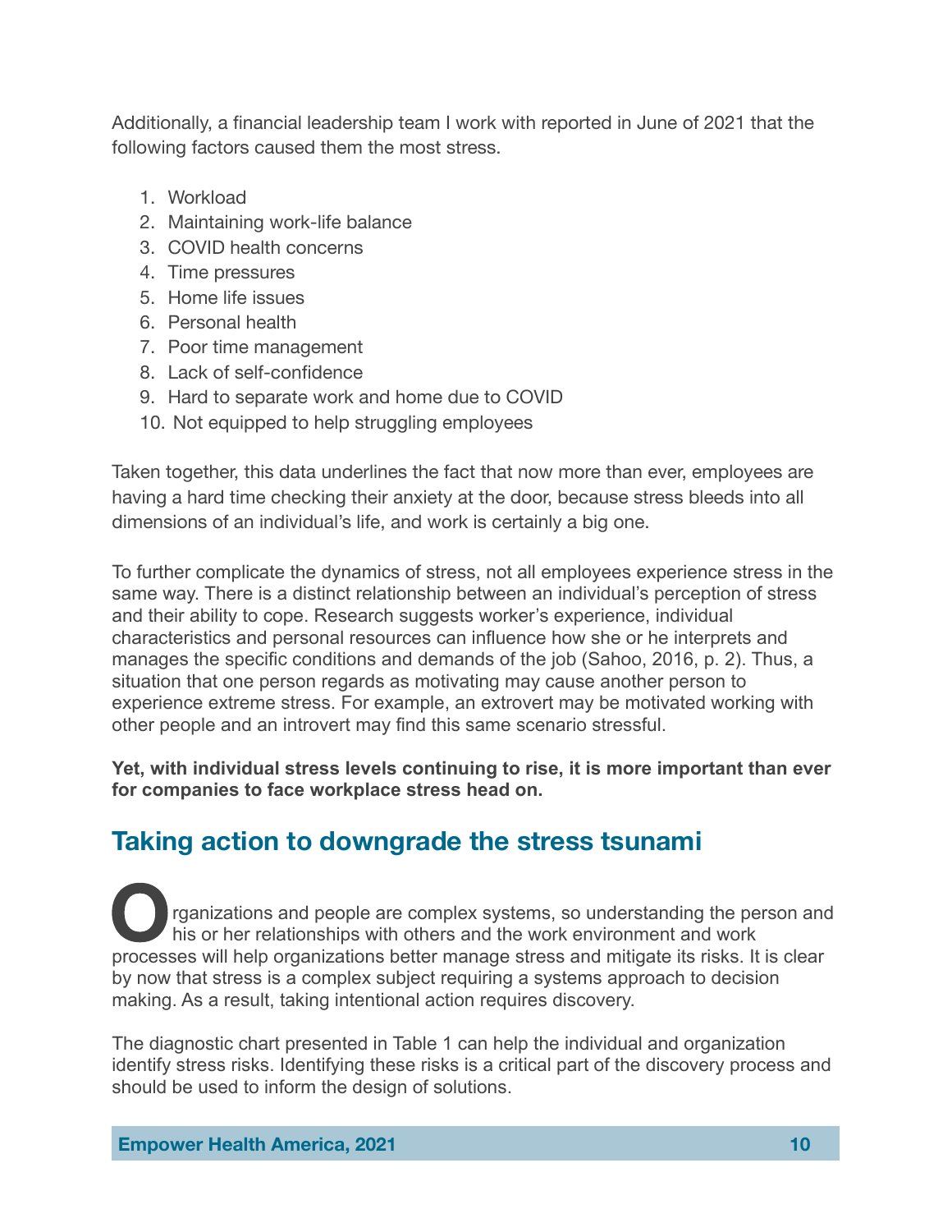Additionally, a financial leadership team I work with reported in June of 2021 that the following factors caused them the most stress.

1. Workload
2. Maintaining work-life balance
3. COVID health concerns
4. Time pressures
5. Home life issues
6. Personal health
7. Poor time management
8. Lack of self-confidence
9. Hard to separate work and home due to COVID
10. Not equipped to help struggling employees

Taken together, this data underlines the fact that now more than ever, employees are having a hard time checking their anxiety at the door, because stress bleeds into all dimensions of an individual's life, and work is certainly a big one.

To further complicate the dynamics of stress, not all employees experience stress in the same way. There is a distinct relationship between an individual's perception of stress and their ability to cope. Research suggests worker's experience, individual characteristics and personal resources can influence how she or he interprets and manages the specific conditions and demands of the job (Sahoo, 2016, p. 2). Thus, a situation that one person regards as motivating may cause another person to experience extreme stress. For example, an extrovert may be motivated working with other people and an introvert may find this same scenario stressful.

**Yet, with individual stress levels continuing to rise, it is more important than ever for companies to face workplace stress head on.**

## Taking action to downgrade the stress tsunami

Organizations and people are complex systems, so understanding the person and his or her relationships with others and the work environment and work processes will help organizations better manage stress and mitigate its risks. It is clear by now that stress is a complex subject requiring a systems approach to decision making. As a result, taking intentional action requires discovery.

The diagnostic chart presented in Table 1 can help the individual and organization identify stress risks. Identifying these risks is a critical part of the discovery process and should be used to inform the design of solutions.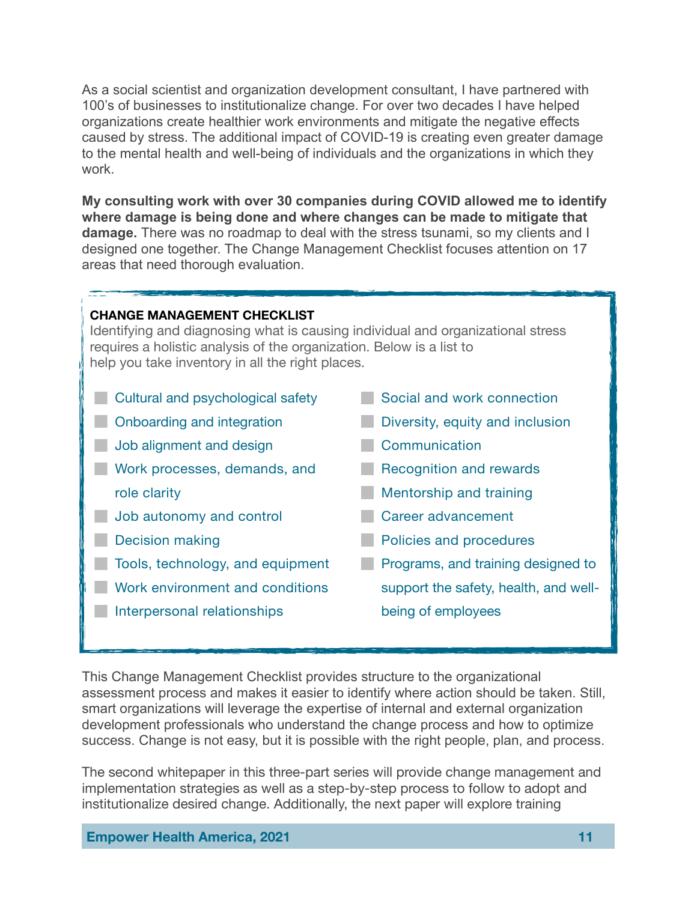As a social scientist and organization development consultant, I have partnered with 100's of businesses to institutionalize change. For over two decades I have helped organizations create healthier work environments and mitigate the negative effects caused by stress. The additional impact of COVID-19 is creating even greater damage to the mental health and well-being of individuals and the organizations in which they work.

**My consulting work with over 30 companies during COVID allowed me to identify where damage is being done and where changes can be made to mitigate that damage.** There was no roadmap to deal with the stress tsunami, so my clients and I designed one together. The Change Management Checklist focuses attention on 17 areas that need thorough evaluation.

**CHANGE MANAGEMENT CHECKLIST**

Identifying and diagnosing what is causing individual and organizational stress requires a holistic analysis of the organization. Below is a list to help you take inventory in all the right places.

- Cultural and psychological safety
- Onboarding and integration
- Job alignment and design
- Work processes, demands, and role clarity
- Job autonomy and control
- Decision making
- Tools, technology, and equipment
- Work environment and conditions
- Interpersonal relationships
- Social and work connection
- Diversity, equity and inclusion
- Communication
- Recognition and rewards
- Mentorship and training
- Career advancement
- Policies and procedures
- Programs, and training designed to support the safety, health, and well-being of employees

This Change Management Checklist provides structure to the organizational assessment process and makes it easier to identify where action should be taken. Still, smart organizations will leverage the expertise of internal and external organization development professionals who understand the change process and how to optimize success. Change is not easy, but it is possible with the right people, plan, and process.

The second whitepaper in this three-part series will provide change management and implementation strategies as well as a step-by-step process to follow to adopt and institutionalize desired change. Additionally, the next paper will explore training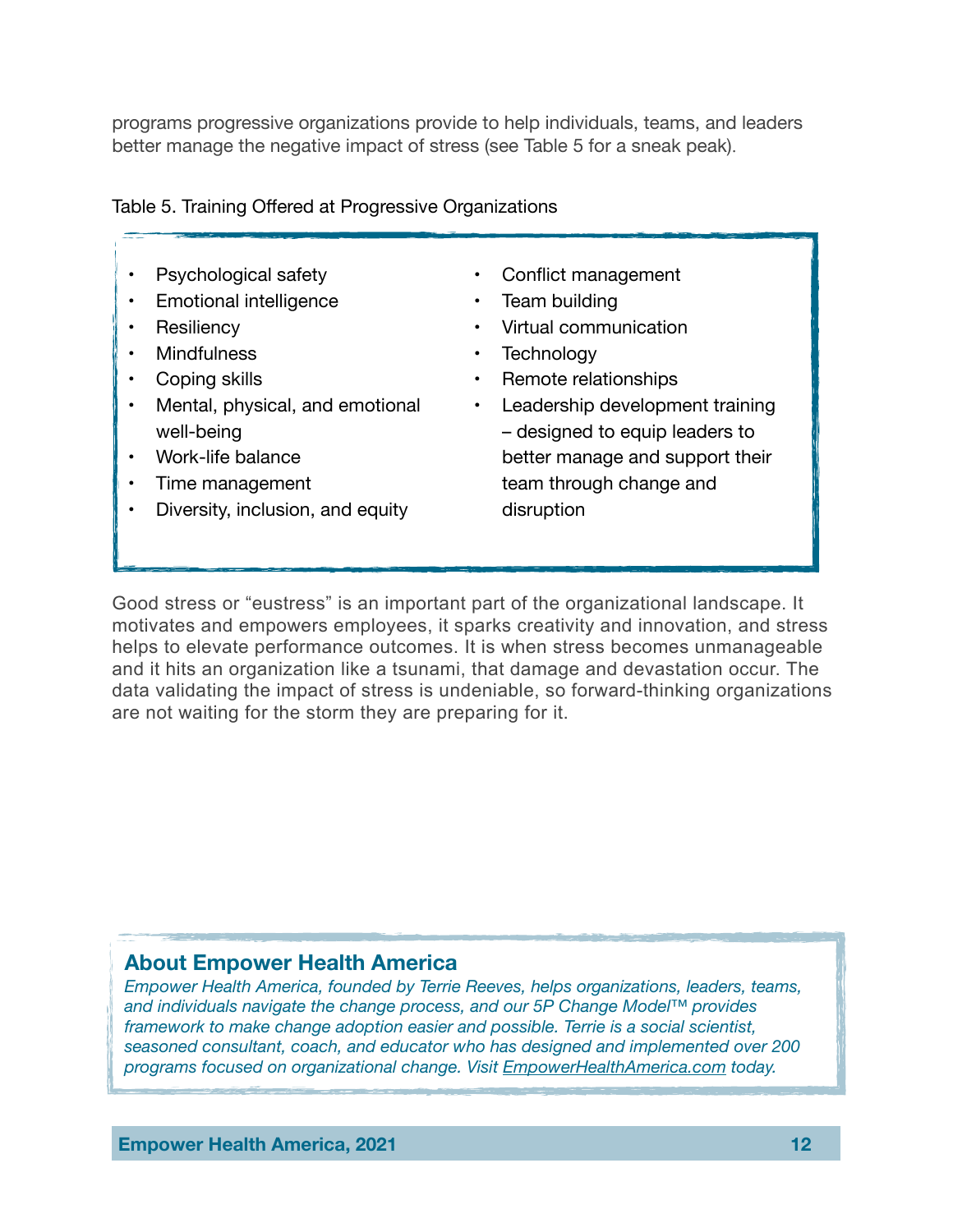programs progressive organizations provide to help individuals, teams, and leaders better manage the negative impact of stress (see Table 5 for a sneak peak).

Table 5. Training Offered at Progressive Organizations

- Psychological safety
- Emotional intelligence
- Resiliency
- Mindfulness
- Coping skills
- Mental, physical, and emotional well-being
- Work-life balance
- Time management
- Diversity, inclusion, and equity
- Conflict management
- Team building
- Virtual communication
- Technology
- Remote relationships
- Leadership development training – designed to equip leaders to better manage and support their team through change and disruption

Good stress or "eustress" is an important part of the organizational landscape. It motivates and empowers employees, it sparks creativity and innovation, and stress helps to elevate performance outcomes. It is when stress becomes unmanageable and it hits an organization like a tsunami, that damage and devastation occur. The data validating the impact of stress is undeniable, so forward-thinking organizations are not waiting for the storm they are preparing for it.

## About Empower Health America

*Empower Health America, founded by Terrie Reeves, helps organizations, leaders, teams, and individuals navigate the change process, and our 5P Change Model™ provides framework to make change adoption easier and possible. Terrie is a social scientist, seasoned consultant, coach, and educator who has designed and implemented over 200 programs focused on organizational change. Visit EmpowerHealthAmerica.com today.*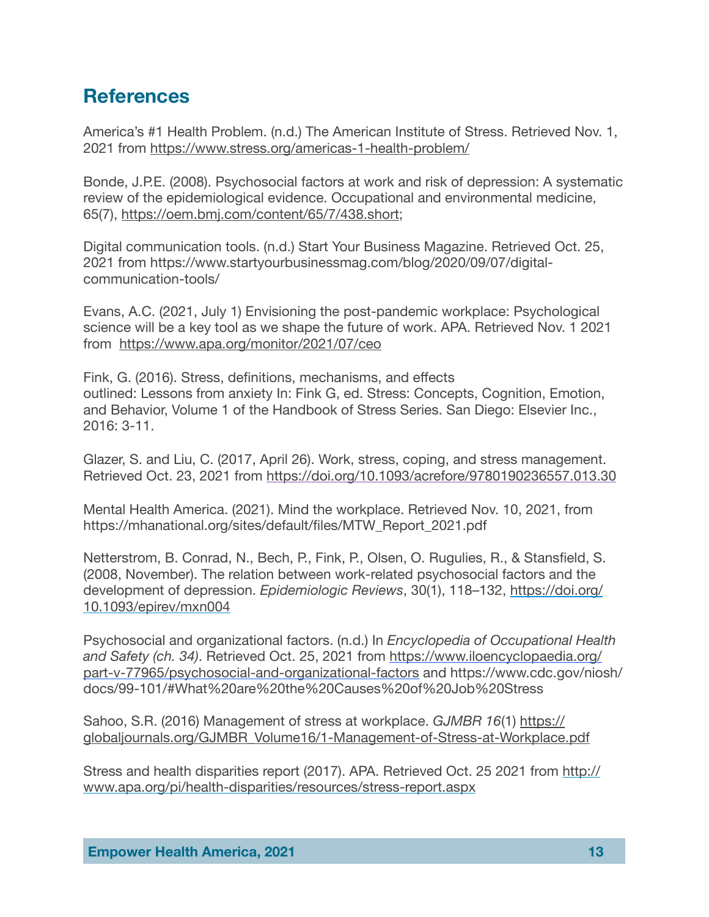## References

America's #1 Health Problem. (n.d.) The American Institute of Stress. Retrieved Nov. 1, 2021 from https://www.stress.org/americas-1-health-problem/

Bonde, J.P.E. (2008). Psychosocial factors at work and risk of depression: A systematic review of the epidemiological evidence. Occupational and environmental medicine, 65(7), https://oem.bmj.com/content/65/7/438.short;

Digital communication tools. (n.d.) Start Your Business Magazine. Retrieved Oct. 25, 2021 from https://www.startyourbusinessmag.com/blog/2020/09/07/digital-communication-tools/

Evans, A.C. (2021, July 1) Envisioning the post-pandemic workplace: Psychological science will be a key tool as we shape the future of work. APA. Retrieved Nov. 1 2021 from https://www.apa.org/monitor/2021/07/ceo

Fink, G. (2016). Stress, definitions, mechanisms, and effects outlined: Lessons from anxiety In: Fink G, ed. Stress: Concepts, Cognition, Emotion, and Behavior, Volume 1 of the Handbook of Stress Series. San Diego: Elsevier Inc., 2016: 3-11.

Glazer, S. and Liu, C. (2017, April 26). Work, stress, coping, and stress management. Retrieved Oct. 23, 2021 from https://doi.org/10.1093/acrefore/9780190236557.013.30

Mental Health America. (2021). Mind the workplace. Retrieved Nov. 10, 2021, from https://mhanational.org/sites/default/files/MTW_Report_2021.pdf

Netterstrom, B. Conrad, N., Bech, P., Fink, P., Olsen, O. Rugulies, R., & Stansfield, S. (2008, November). The relation between work-related psychosocial factors and the development of depression. *Epidemiologic Reviews*, 30(1), 118–132, https://doi.org/10.1093/epirev/mxn004

Psychosocial and organizational factors. (n.d.) In *Encyclopedia of Occupational Health and Safety (ch. 34)*. Retrieved Oct. 25, 2021 from https://www.iloencyclopaedia.org/part-v-77965/psychosocial-and-organizational-factors and https://www.cdc.gov/niosh/docs/99-101/#What%20are%20the%20Causes%20of%20Job%20Stress

Sahoo, S.R. (2016) Management of stress at workplace. *GJMBR 16*(1) https://globaljournals.org/GJMBR_Volume16/1-Management-of-Stress-at-Workplace.pdf

Stress and health disparities report (2017). APA. Retrieved Oct. 25 2021 from http://www.apa.org/pi/health-disparities/resources/stress-report.aspx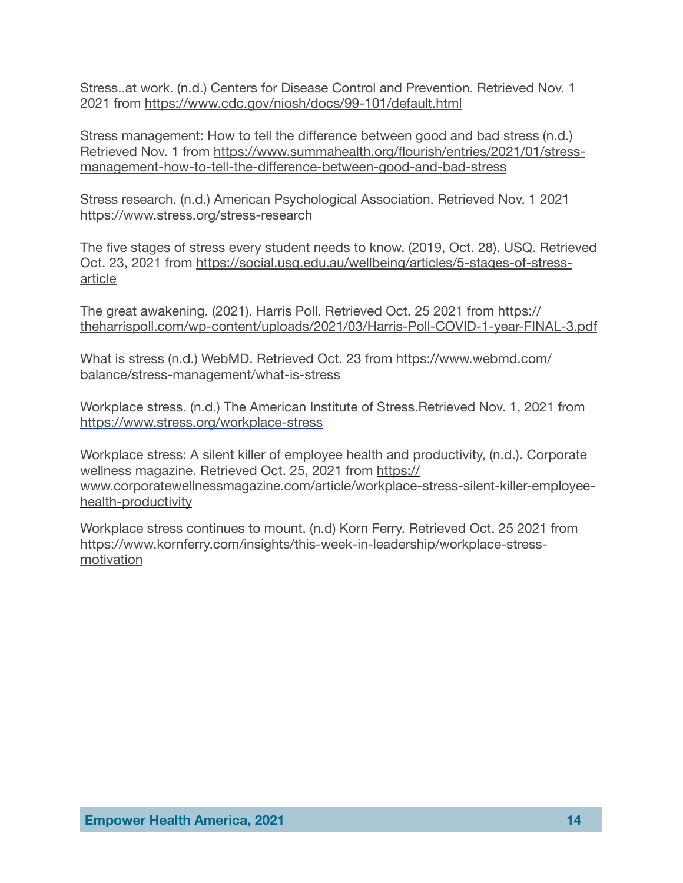Stress..at work. (n.d.) Centers for Disease Control and Prevention. Retrieved Nov. 1 2021 from https://www.cdc.gov/niosh/docs/99-101/default.html

Stress management: How to tell the difference between good and bad stress (n.d.) Retrieved Nov. 1 from https://www.summahealth.org/flourish/entries/2021/01/stress-management-how-to-tell-the-difference-between-good-and-bad-stress

Stress research. (n.d.) American Psychological Association. Retrieved Nov. 1 2021 https://www.stress.org/stress-research

The five stages of stress every student needs to know. (2019, Oct. 28). USQ. Retrieved Oct. 23, 2021 from https://social.usq.edu.au/wellbeing/articles/5-stages-of-stress-article

The great awakening. (2021). Harris Poll. Retrieved Oct. 25 2021 from https://theharrispoll.com/wp-content/uploads/2021/03/Harris-Poll-COVID-1-year-FINAL-3.pdf

What is stress (n.d.) WebMD. Retrieved Oct. 23 from https://www.webmd.com/balance/stress-management/what-is-stress

Workplace stress. (n.d.) The American Institute of Stress.Retrieved Nov. 1, 2021 from https://www.stress.org/workplace-stress

Workplace stress: A silent killer of employee health and productivity, (n.d.). Corporate wellness magazine. Retrieved Oct. 25, 2021 from https://www.corporatewellnessmagazine.com/article/workplace-stress-silent-killer-employee-health-productivity

Workplace stress continues to mount. (n.d) Korn Ferry. Retrieved Oct. 25 2021 from https://www.kornferry.com/insights/this-week-in-leadership/workplace-stress-motivation